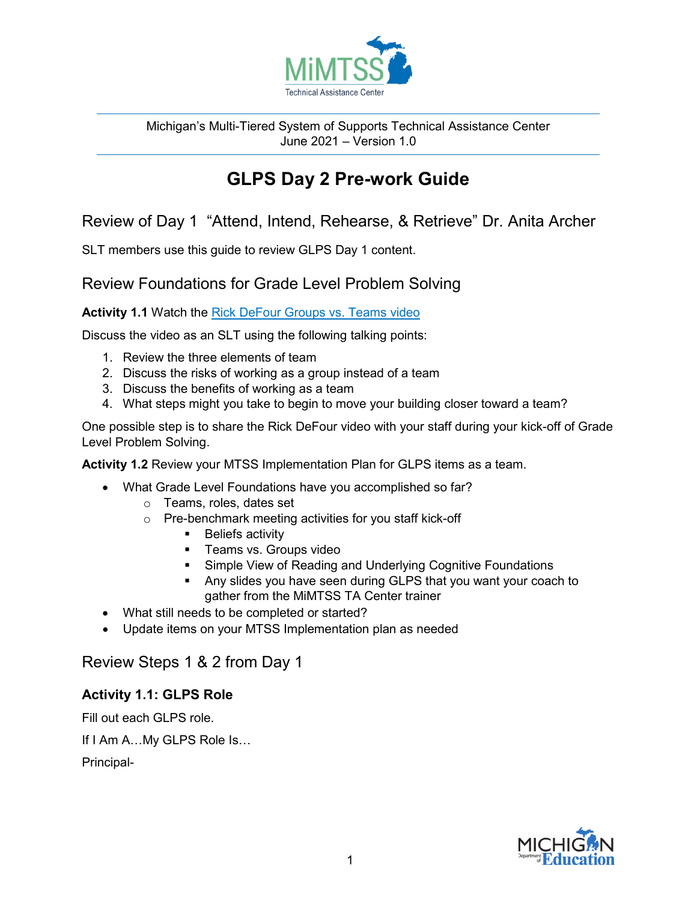Michigan's Multi-Tiered System of Supports Technical Assistance Center
June 2021 – Version 1.0

# GLPS Day 2 Pre-work Guide

## Review of Day 1 "Attend, Intend, Rehearse, & Retrieve" Dr. Anita Archer

SLT members use this guide to review GLPS Day 1 content.

## Review Foundations for Grade Level Problem Solving

**Activity 1.1** Watch the [Rick DeFour Groups vs. Teams video]

Discuss the video as an SLT using the following talking points:

1. Review the three elements of team
2. Discuss the risks of working as a group instead of a team
3. Discuss the benefits of working as a team
4. What steps might you take to begin to move your building closer toward a team?

One possible step is to share the Rick DeFour video with your staff during your kick-off of Grade Level Problem Solving.

**Activity 1.2** Review your MTSS Implementation Plan for GLPS items as a team.

- What Grade Level Foundations have you accomplished so far?
  - Teams, roles, dates set
  - Pre-benchmark meeting activities for you staff kick-off
    - Beliefs activity
    - Teams vs. Groups video
    - Simple View of Reading and Underlying Cognitive Foundations
    - Any slides you have seen during GLPS that you want your coach to gather from the MiMTSS TA Center trainer
- What still needs to be completed or started?
- Update items on your MTSS Implementation plan as needed

## Review Steps 1 & 2 from Day 1

### Activity 1.1: GLPS Role

Fill out each GLPS role.

If I Am A…My GLPS Role Is…

Principal-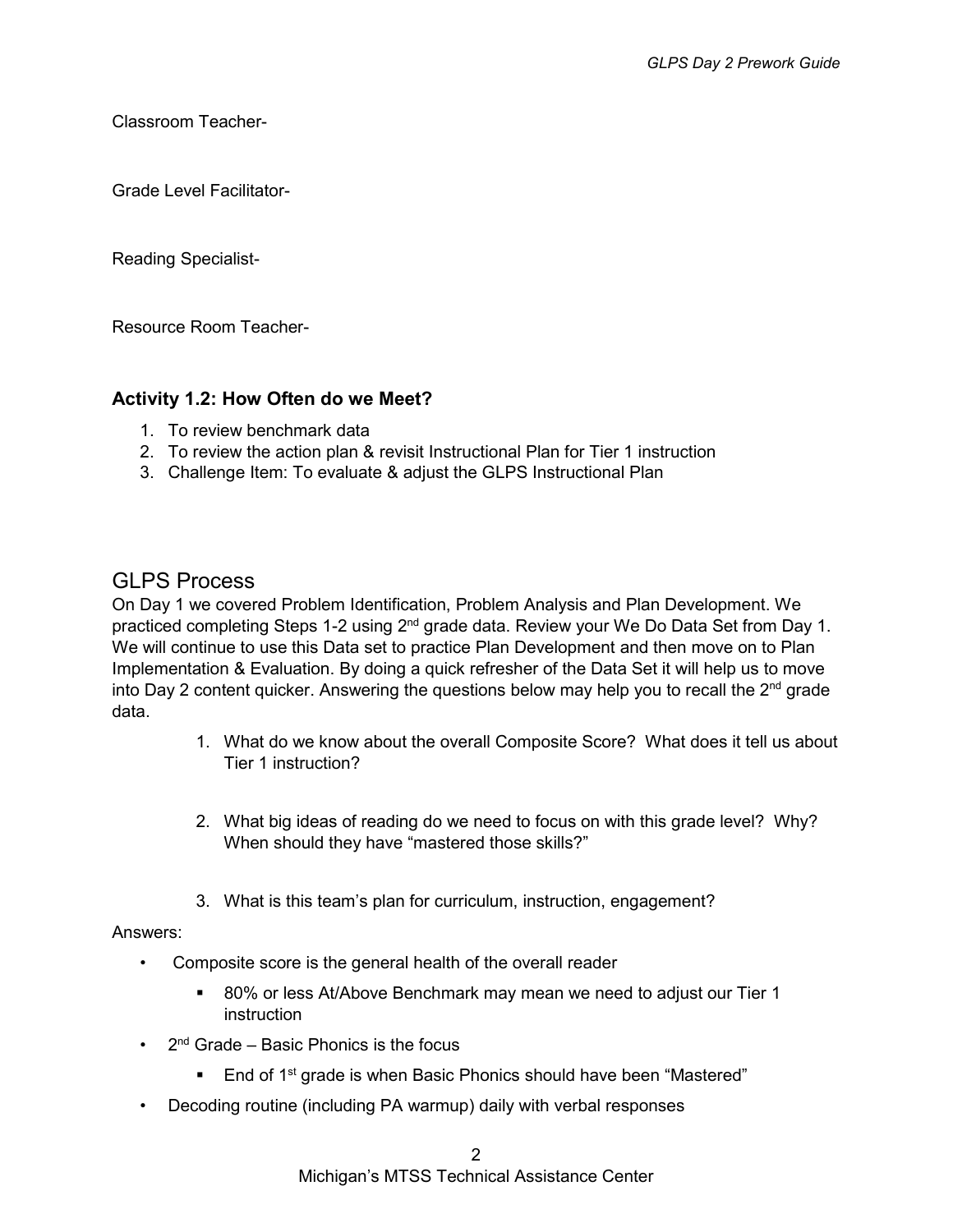Classroom Teacher-

Grade Level Facilitator-

Reading Specialist-

Resource Room Teacher-

### Activity 1.2: How Often do we Meet?

1. To review benchmark data
2. To review the action plan & revisit Instructional Plan for Tier 1 instruction
3. Challenge Item: To evaluate & adjust the GLPS Instructional Plan

## GLPS Process

On Day 1 we covered Problem Identification, Problem Analysis and Plan Development. We practiced completing Steps 1-2 using 2nd grade data. Review your We Do Data Set from Day 1. We will continue to use this Data set to practice Plan Development and then move on to Plan Implementation & Evaluation. By doing a quick refresher of the Data Set it will help us to move into Day 2 content quicker. Answering the questions below may help you to recall the 2nd grade data.

1. What do we know about the overall Composite Score? What does it tell us about Tier 1 instruction?
2. What big ideas of reading do we need to focus on with this grade level? Why? When should they have "mastered those skills?"
3. What is this team's plan for curriculum, instruction, engagement?

Answers:

- Composite score is the general health of the overall reader
  - 80% or less At/Above Benchmark may mean we need to adjust our Tier 1 instruction
- 2nd Grade – Basic Phonics is the focus
  - End of 1st grade is when Basic Phonics should have been "Mastered"
- Decoding routine (including PA warmup) daily with verbal responses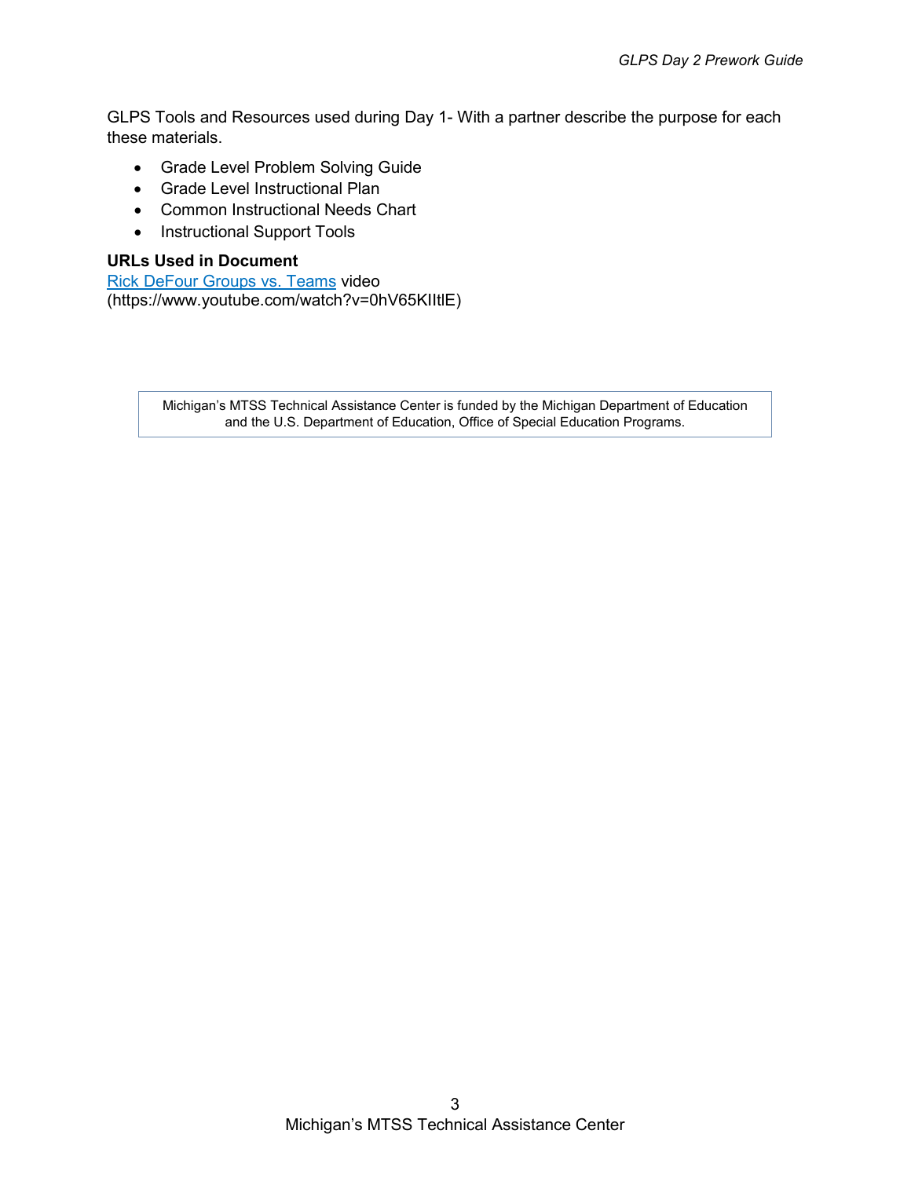GLPS Tools and Resources used during Day 1- With a partner describe the purpose for each these materials.

- Grade Level Problem Solving Guide
- Grade Level Instructional Plan
- Common Instructional Needs Chart
- Instructional Support Tools

**URLs Used in Document**

[Rick DeFour Groups vs. Teams](https://www.youtube.com/watch?v=0hV65KIItlE) video (https://www.youtube.com/watch?v=0hV65KIItlE)

Michigan's MTSS Technical Assistance Center is funded by the Michigan Department of Education and the U.S. Department of Education, Office of Special Education Programs.